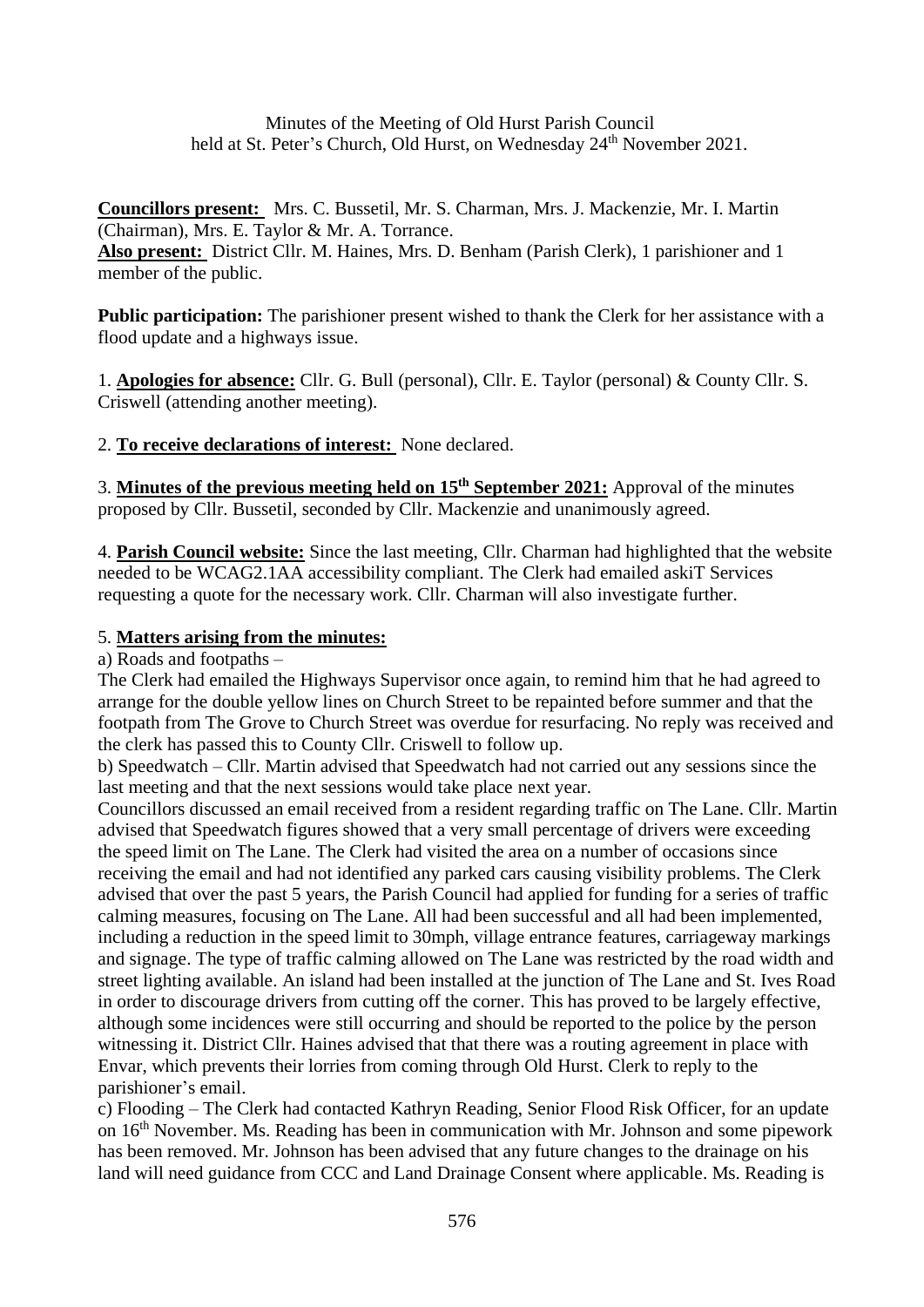Minutes of the Meeting of Old Hurst Parish Council
held at St. Peter's Church, Old Hurst, on Wednesday 24th November 2021.

**Councillors present:** Mrs. C. Bussetil, Mr. S. Charman, Mrs. J. Mackenzie, Mr. I. Martin (Chairman), Mrs. E. Taylor & Mr. A. Torrance.
**Also present:** District Cllr. M. Haines, Mrs. D. Benham (Parish Clerk), 1 parishioner and 1 member of the public.

**Public participation:** The parishioner present wished to thank the Clerk for her assistance with a flood update and a highways issue.

1. **Apologies for absence:** Cllr. G. Bull (personal), Cllr. E. Taylor (personal) & County Cllr. S. Criswell (attending another meeting).

2. **To receive declarations of interest:** None declared.

3. **Minutes of the previous meeting held on 15th September 2021:** Approval of the minutes proposed by Cllr. Bussetil, seconded by Cllr. Mackenzie and unanimously agreed.

4. **Parish Council website:** Since the last meeting, Cllr. Charman had highlighted that the website needed to be WCAG2.1AA accessibility compliant. The Clerk had emailed askiT Services requesting a quote for the necessary work. Cllr. Charman will also investigate further.

5. **Matters arising from the minutes:**

a) Roads and footpaths –
The Clerk had emailed the Highways Supervisor once again, to remind him that he had agreed to arrange for the double yellow lines on Church Street to be repainted before summer and that the footpath from The Grove to Church Street was overdue for resurfacing. No reply was received and the clerk has passed this to County Cllr. Criswell to follow up.

b) Speedwatch – Cllr. Martin advised that Speedwatch had not carried out any sessions since the last meeting and that the next sessions would take place next year.
Councillors discussed an email received from a resident regarding traffic on The Lane. Cllr. Martin advised that Speedwatch figures showed that a very small percentage of drivers were exceeding the speed limit on The Lane. The Clerk had visited the area on a number of occasions since receiving the email and had not identified any parked cars causing visibility problems. The Clerk advised that over the past 5 years, the Parish Council had applied for funding for a series of traffic calming measures, focusing on The Lane. All had been successful and all had been implemented, including a reduction in the speed limit to 30mph, village entrance features, carriageway markings and signage. The type of traffic calming allowed on The Lane was restricted by the road width and street lighting available. An island had been installed at the junction of The Lane and St. Ives Road in order to discourage drivers from cutting off the corner. This has proved to be largely effective, although some incidences were still occurring and should be reported to the police by the person witnessing it. District Cllr. Haines advised that that there was a routing agreement in place with Envar, which prevents their lorries from coming through Old Hurst. Clerk to reply to the parishioner's email.

c) Flooding – The Clerk had contacted Kathryn Reading, Senior Flood Risk Officer, for an update on 16th November. Ms. Reading has been in communication with Mr. Johnson and some pipework has been removed. Mr. Johnson has been advised that any future changes to the drainage on his land will need guidance from CCC and Land Drainage Consent where applicable. Ms. Reading is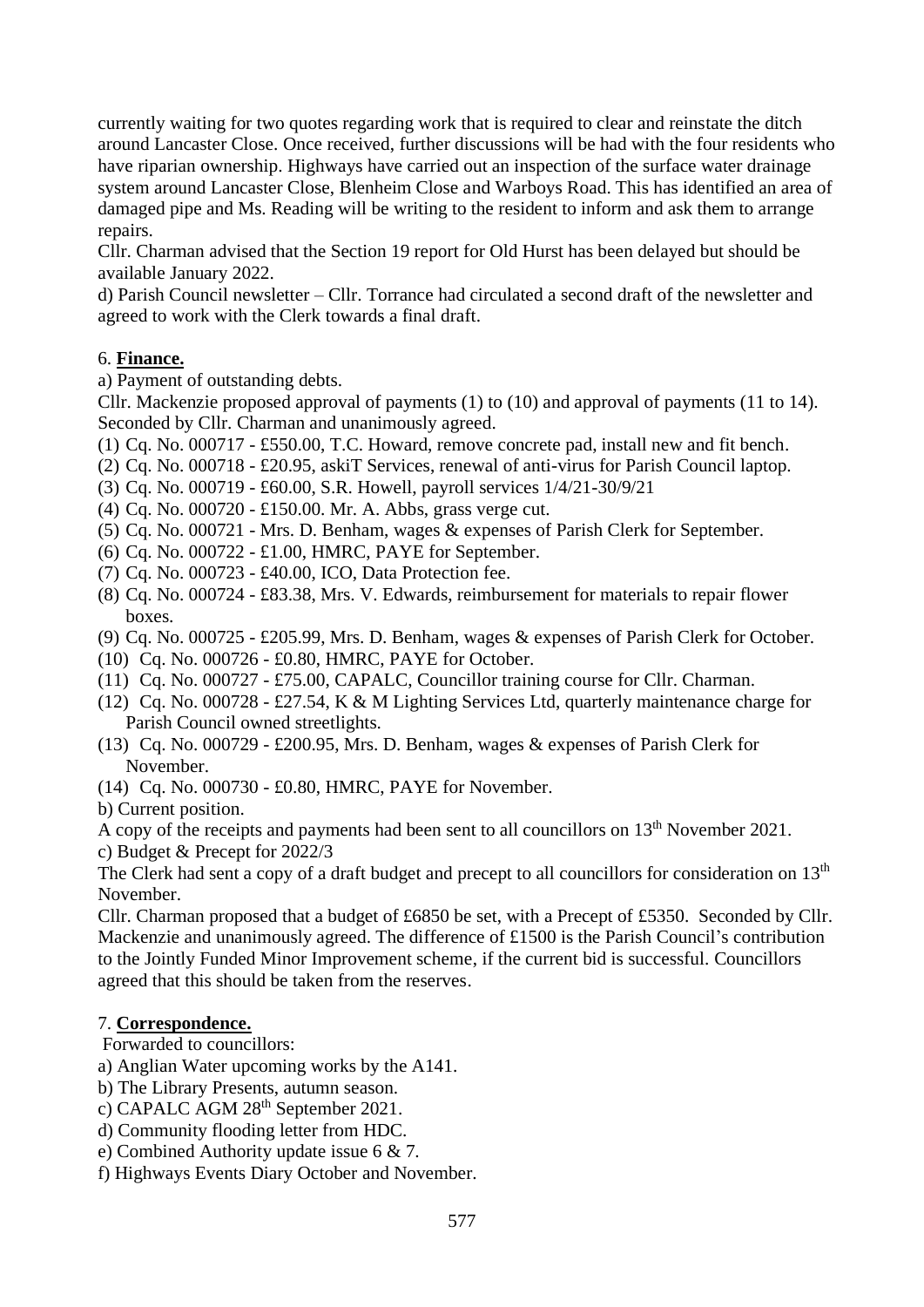currently waiting for two quotes regarding work that is required to clear and reinstate the ditch around Lancaster Close. Once received, further discussions will be had with the four residents who have riparian ownership. Highways have carried out an inspection of the surface water drainage system around Lancaster Close, Blenheim Close and Warboys Road. This has identified an area of damaged pipe and Ms. Reading will be writing to the resident to inform and ask them to arrange repairs.

Cllr. Charman advised that the Section 19 report for Old Hurst has been delayed but should be available January 2022.

d) Parish Council newsletter – Cllr. Torrance had circulated a second draft of the newsletter and agreed to work with the Clerk towards a final draft.

6. **Finance.**

a) Payment of outstanding debts.

Cllr. Mackenzie proposed approval of payments (1) to (10) and approval of payments (11 to 14). Seconded by Cllr. Charman and unanimously agreed.

(1) Cq. No. 000717 - £550.00, T.C. Howard, remove concrete pad, install new and fit bench.
(2) Cq. No. 000718 - £20.95, askiT Services, renewal of anti-virus for Parish Council laptop.
(3) Cq. No. 000719 - £60.00, S.R. Howell, payroll services 1/4/21-30/9/21
(4) Cq. No. 000720 - £150.00. Mr. A. Abbs, grass verge cut.
(5) Cq. No. 000721 - Mrs. D. Benham, wages & expenses of Parish Clerk for September.
(6) Cq. No. 000722 - £1.00, HMRC, PAYE for September.
(7) Cq. No. 000723 - £40.00, ICO, Data Protection fee.
(8) Cq. No. 000724 - £83.38, Mrs. V. Edwards, reimbursement for materials to repair flower boxes.
(9) Cq. No. 000725 - £205.99, Mrs. D. Benham, wages & expenses of Parish Clerk for October.
(10) Cq. No. 000726 - £0.80, HMRC, PAYE for October.
(11) Cq. No. 000727 - £75.00, CAPALC, Councillor training course for Cllr. Charman.
(12) Cq. No. 000728 - £27.54, K & M Lighting Services Ltd, quarterly maintenance charge for Parish Council owned streetlights.
(13) Cq. No. 000729 - £200.95, Mrs. D. Benham, wages & expenses of Parish Clerk for November.
(14) Cq. No. 000730 - £0.80, HMRC, PAYE for November.

b) Current position.

A copy of the receipts and payments had been sent to all councillors on 13th November 2021.

c) Budget & Precept for 2022/3

The Clerk had sent a copy of a draft budget and precept to all councillors for consideration on 13th November.

Cllr. Charman proposed that a budget of £6850 be set, with a Precept of £5350. Seconded by Cllr. Mackenzie and unanimously agreed. The difference of £1500 is the Parish Council's contribution to the Jointly Funded Minor Improvement scheme, if the current bid is successful. Councillors agreed that this should be taken from the reserves.

7. **Correspondence.**

Forwarded to councillors:

a) Anglian Water upcoming works by the A141.
b) The Library Presents, autumn season.
c) CAPALC AGM 28th September 2021.
d) Community flooding letter from HDC.
e) Combined Authority update issue 6 & 7.
f) Highways Events Diary October and November.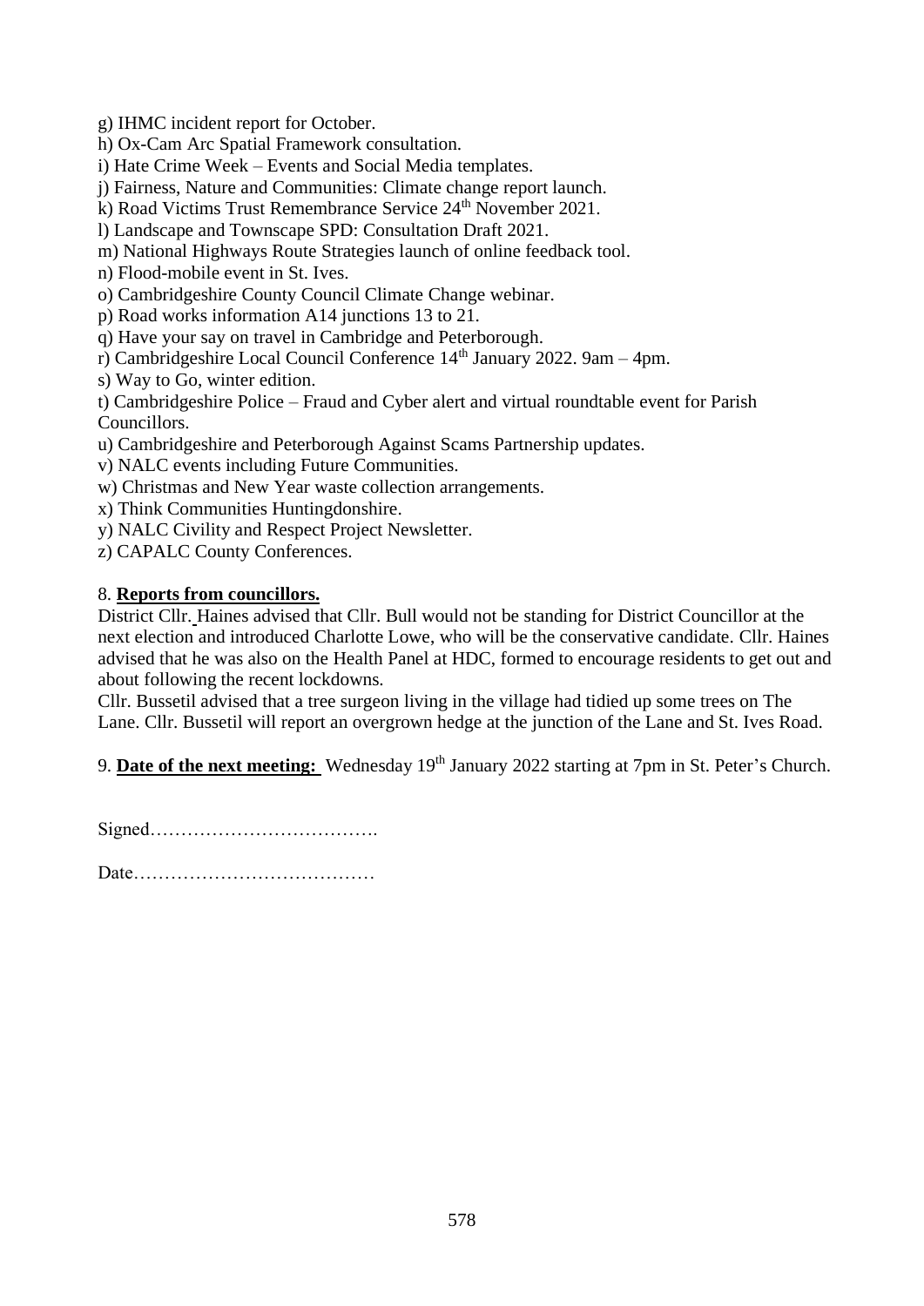g) IHMC incident report for October.
h) Ox-Cam Arc Spatial Framework consultation.
i) Hate Crime Week – Events and Social Media templates.
j) Fairness, Nature and Communities: Climate change report launch.
k) Road Victims Trust Remembrance Service 24th November 2021.
l) Landscape and Townscape SPD: Consultation Draft 2021.
m) National Highways Route Strategies launch of online feedback tool.
n) Flood-mobile event in St. Ives.
o) Cambridgeshire County Council Climate Change webinar.
p) Road works information A14 junctions 13 to 21.
q) Have your say on travel in Cambridge and Peterborough.
r) Cambridgeshire Local Council Conference 14th January 2022. 9am – 4pm.
s) Way to Go, winter edition.
t) Cambridgeshire Police – Fraud and Cyber alert and virtual roundtable event for Parish Councillors.
u) Cambridgeshire and Peterborough Against Scams Partnership updates.
v) NALC events including Future Communities.
w) Christmas and New Year waste collection arrangements.
x) Think Communities Huntingdonshire.
y) NALC Civility and Respect Project Newsletter.
z) CAPALC County Conferences.

8. **Reports from councillors.**
District Cllr. Haines advised that Cllr. Bull would not be standing for District Councillor at the next election and introduced Charlotte Lowe, who will be the conservative candidate. Cllr. Haines advised that he was also on the Health Panel at HDC, formed to encourage residents to get out and about following the recent lockdowns.
Cllr. Bussetil advised that a tree surgeon living in the village had tidied up some trees on The Lane. Cllr. Bussetil will report an overgrown hedge at the junction of the Lane and St. Ives Road.

9. **Date of the next meeting:** Wednesday 19th January 2022 starting at 7pm in St. Peter's Church.

Signed……………………………….

Date…………………………………